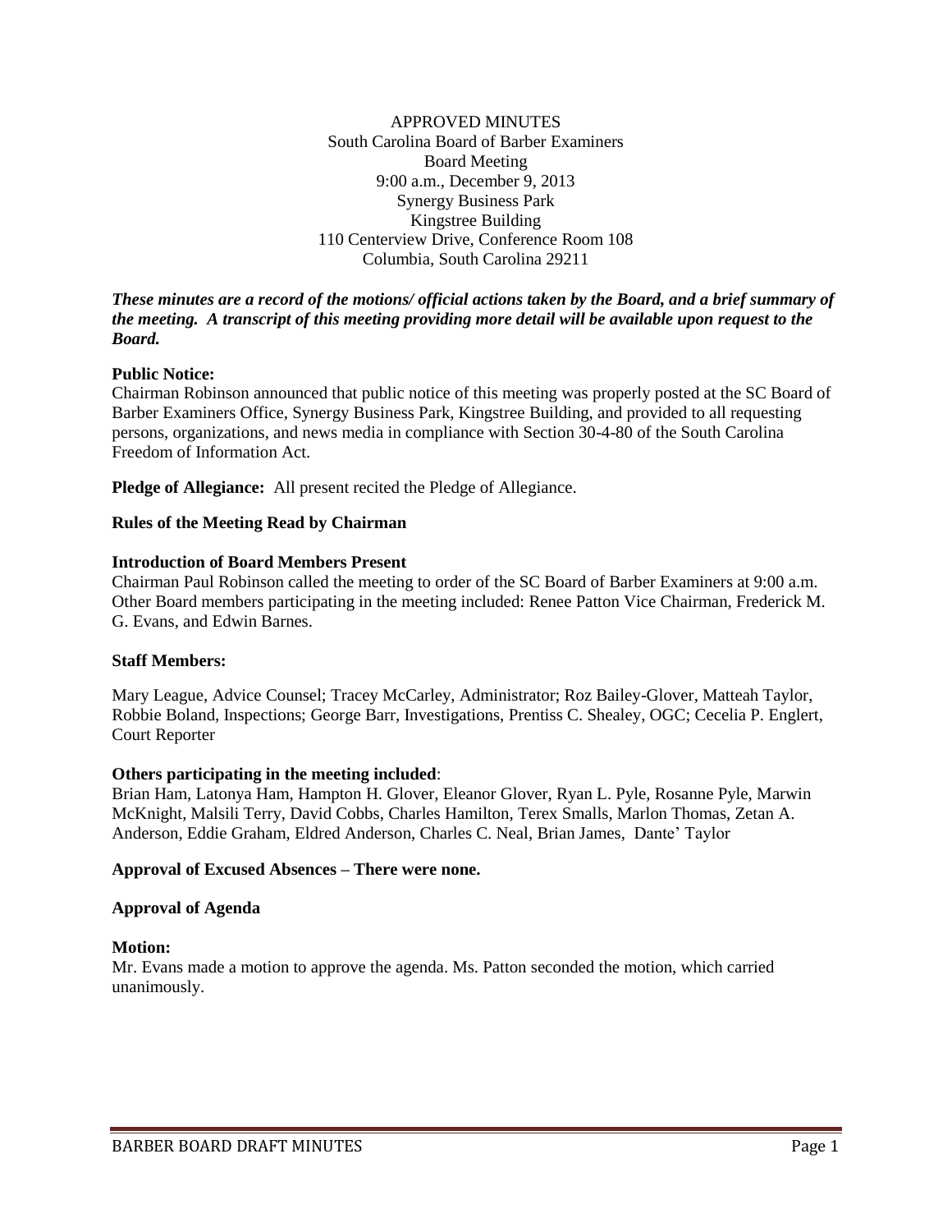APPROVED MINUTES
South Carolina Board of Barber Examiners
Board Meeting
9:00 a.m., December 9, 2013
Synergy Business Park
Kingstree Building
110 Centerview Drive, Conference Room 108
Columbia, South Carolina 29211

***These minutes are a record of the motions/ official actions taken by the Board, and a brief summary of the meeting. A transcript of this meeting providing more detail will be available upon request to the Board.***

**Public Notice:**
Chairman Robinson announced that public notice of this meeting was properly posted at the SC Board of Barber Examiners Office, Synergy Business Park, Kingstree Building, and provided to all requesting persons, organizations, and news media in compliance with Section 30-4-80 of the South Carolina Freedom of Information Act.

**Pledge of Allegiance:** All present recited the Pledge of Allegiance.

**Rules of the Meeting Read by Chairman**

**Introduction of Board Members Present**
Chairman Paul Robinson called the meeting to order of the SC Board of Barber Examiners at 9:00 a.m. Other Board members participating in the meeting included: Renee Patton Vice Chairman, Frederick M. G. Evans, and Edwin Barnes.

**Staff Members:**

Mary League, Advice Counsel; Tracey McCarley, Administrator; Roz Bailey-Glover, Matteah Taylor, Robbie Boland, Inspections; George Barr, Investigations, Prentiss C. Shealey, OGC; Cecelia P. Englert, Court Reporter

**Others participating in the meeting included**:
Brian Ham, Latonya Ham, Hampton H. Glover, Eleanor Glover, Ryan L. Pyle, Rosanne Pyle, Marwin McKnight, Malsili Terry, David Cobbs, Charles Hamilton, Terex Smalls, Marlon Thomas, Zetan A. Anderson, Eddie Graham, Eldred Anderson, Charles C. Neal, Brian James, Dante' Taylor

**Approval of Excused Absences – There were none.**

**Approval of Agenda**

**Motion:**
Mr. Evans made a motion to approve the agenda. Ms. Patton seconded the motion, which carried unanimously.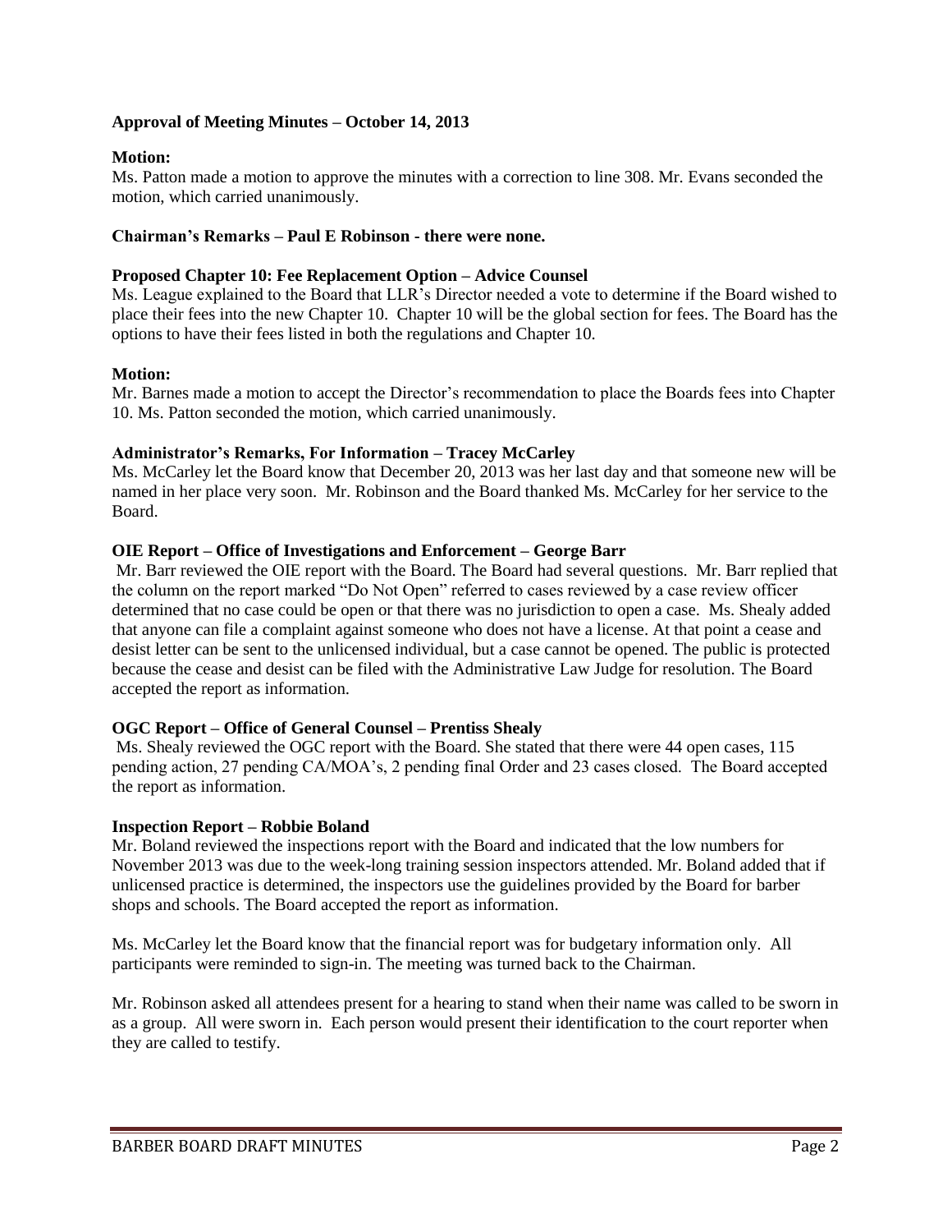**Approval of Meeting Minutes – October 14, 2013**

**Motion:**
Ms. Patton made a motion to approve the minutes with a correction to line 308. Mr. Evans seconded the motion, which carried unanimously.

**Chairman's Remarks – Paul E Robinson - there were none.**

**Proposed Chapter 10: Fee Replacement Option – Advice Counsel**
Ms. League explained to the Board that LLR's Director needed a vote to determine if the Board wished to place their fees into the new Chapter 10. Chapter 10 will be the global section for fees. The Board has the options to have their fees listed in both the regulations and Chapter 10.

**Motion:**
Mr. Barnes made a motion to accept the Director's recommendation to place the Boards fees into Chapter 10. Ms. Patton seconded the motion, which carried unanimously.

**Administrator's Remarks, For Information – Tracey McCarley**
Ms. McCarley let the Board know that December 20, 2013 was her last day and that someone new will be named in her place very soon. Mr. Robinson and the Board thanked Ms. McCarley for her service to the Board.

**OIE Report – Office of Investigations and Enforcement – George Barr**
Mr. Barr reviewed the OIE report with the Board. The Board had several questions. Mr. Barr replied that the column on the report marked "Do Not Open" referred to cases reviewed by a case review officer determined that no case could be open or that there was no jurisdiction to open a case. Ms. Shealy added that anyone can file a complaint against someone who does not have a license. At that point a cease and desist letter can be sent to the unlicensed individual, but a case cannot be opened. The public is protected because the cease and desist can be filed with the Administrative Law Judge for resolution. The Board accepted the report as information.

**OGC Report – Office of General Counsel – Prentiss Shealy**
Ms. Shealy reviewed the OGC report with the Board. She stated that there were 44 open cases, 115 pending action, 27 pending CA/MOA's, 2 pending final Order and 23 cases closed. The Board accepted the report as information.

**Inspection Report – Robbie Boland**
Mr. Boland reviewed the inspections report with the Board and indicated that the low numbers for November 2013 was due to the week-long training session inspectors attended. Mr. Boland added that if unlicensed practice is determined, the inspectors use the guidelines provided by the Board for barber shops and schools. The Board accepted the report as information.

Ms. McCarley let the Board know that the financial report was for budgetary information only. All participants were reminded to sign-in. The meeting was turned back to the Chairman.

Mr. Robinson asked all attendees present for a hearing to stand when their name was called to be sworn in as a group. All were sworn in. Each person would present their identification to the court reporter when they are called to testify.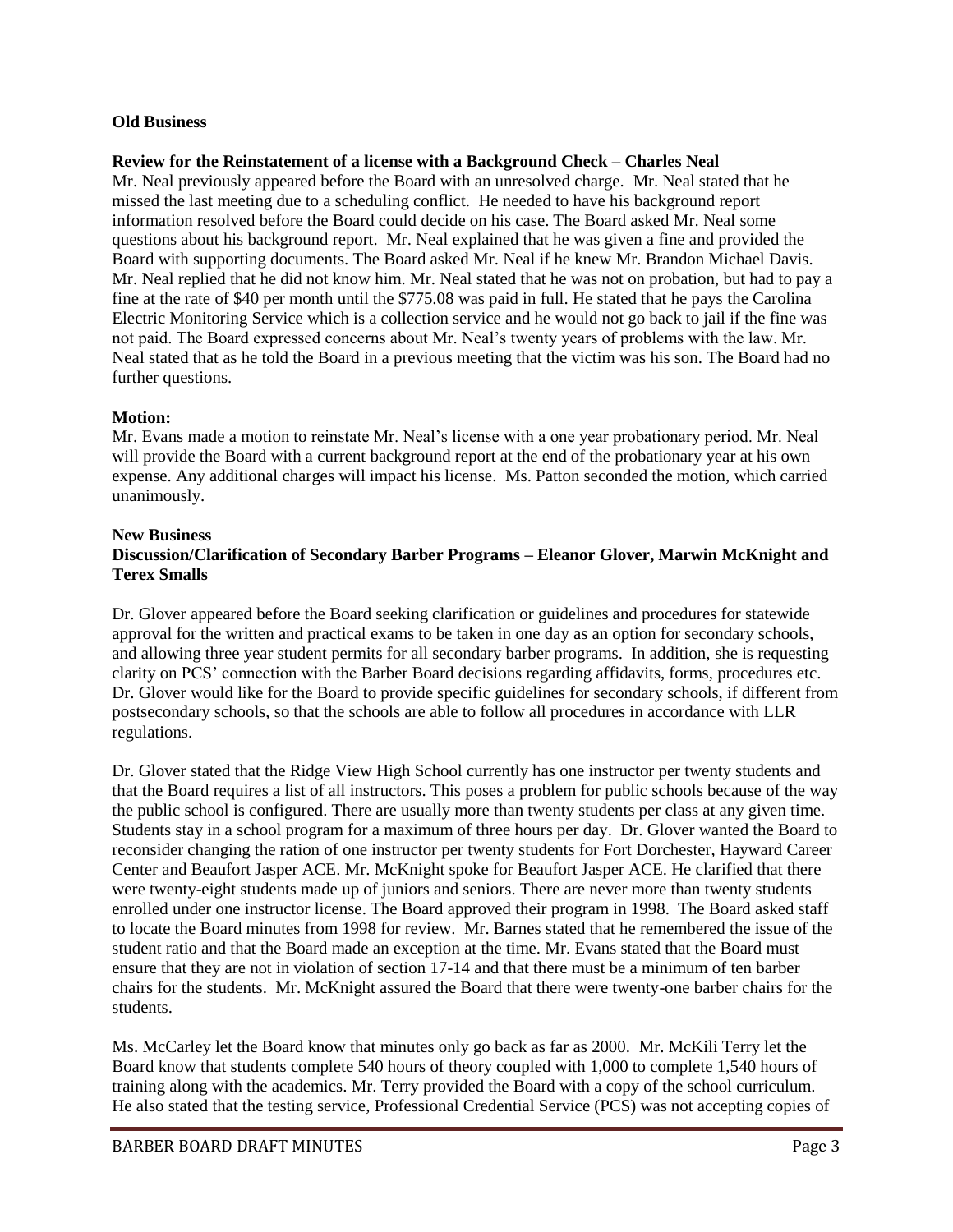**Old Business**

**Review for the Reinstatement of a license with a Background Check – Charles Neal**

Mr. Neal previously appeared before the Board with an unresolved charge. Mr. Neal stated that he missed the last meeting due to a scheduling conflict. He needed to have his background report information resolved before the Board could decide on his case. The Board asked Mr. Neal some questions about his background report. Mr. Neal explained that he was given a fine and provided the Board with supporting documents. The Board asked Mr. Neal if he knew Mr. Brandon Michael Davis. Mr. Neal replied that he did not know him. Mr. Neal stated that he was not on probation, but had to pay a fine at the rate of $40 per month until the $775.08 was paid in full. He stated that he pays the Carolina Electric Monitoring Service which is a collection service and he would not go back to jail if the fine was not paid. The Board expressed concerns about Mr. Neal's twenty years of problems with the law. Mr. Neal stated that as he told the Board in a previous meeting that the victim was his son. The Board had no further questions.

**Motion:**

Mr. Evans made a motion to reinstate Mr. Neal's license with a one year probationary period. Mr. Neal will provide the Board with a current background report at the end of the probationary year at his own expense. Any additional charges will impact his license. Ms. Patton seconded the motion, which carried unanimously.

**New Business**

**Discussion/Clarification of Secondary Barber Programs – Eleanor Glover, Marwin McKnight and Terex Smalls**

Dr. Glover appeared before the Board seeking clarification or guidelines and procedures for statewide approval for the written and practical exams to be taken in one day as an option for secondary schools, and allowing three year student permits for all secondary barber programs. In addition, she is requesting clarity on PCS' connection with the Barber Board decisions regarding affidavits, forms, procedures etc. Dr. Glover would like for the Board to provide specific guidelines for secondary schools, if different from postsecondary schools, so that the schools are able to follow all procedures in accordance with LLR regulations.

Dr. Glover stated that the Ridge View High School currently has one instructor per twenty students and that the Board requires a list of all instructors. This poses a problem for public schools because of the way the public school is configured. There are usually more than twenty students per class at any given time. Students stay in a school program for a maximum of three hours per day. Dr. Glover wanted the Board to reconsider changing the ration of one instructor per twenty students for Fort Dorchester, Hayward Career Center and Beaufort Jasper ACE. Mr. McKnight spoke for Beaufort Jasper ACE. He clarified that there were twenty-eight students made up of juniors and seniors. There are never more than twenty students enrolled under one instructor license. The Board approved their program in 1998. The Board asked staff to locate the Board minutes from 1998 for review. Mr. Barnes stated that he remembered the issue of the student ratio and that the Board made an exception at the time. Mr. Evans stated that the Board must ensure that they are not in violation of section 17-14 and that there must be a minimum of ten barber chairs for the students. Mr. McKnight assured the Board that there were twenty-one barber chairs for the students.

Ms. McCarley let the Board know that minutes only go back as far as 2000. Mr. McKili Terry let the Board know that students complete 540 hours of theory coupled with 1,000 to complete 1,540 hours of training along with the academics. Mr. Terry provided the Board with a copy of the school curriculum. He also stated that the testing service, Professional Credential Service (PCS) was not accepting copies of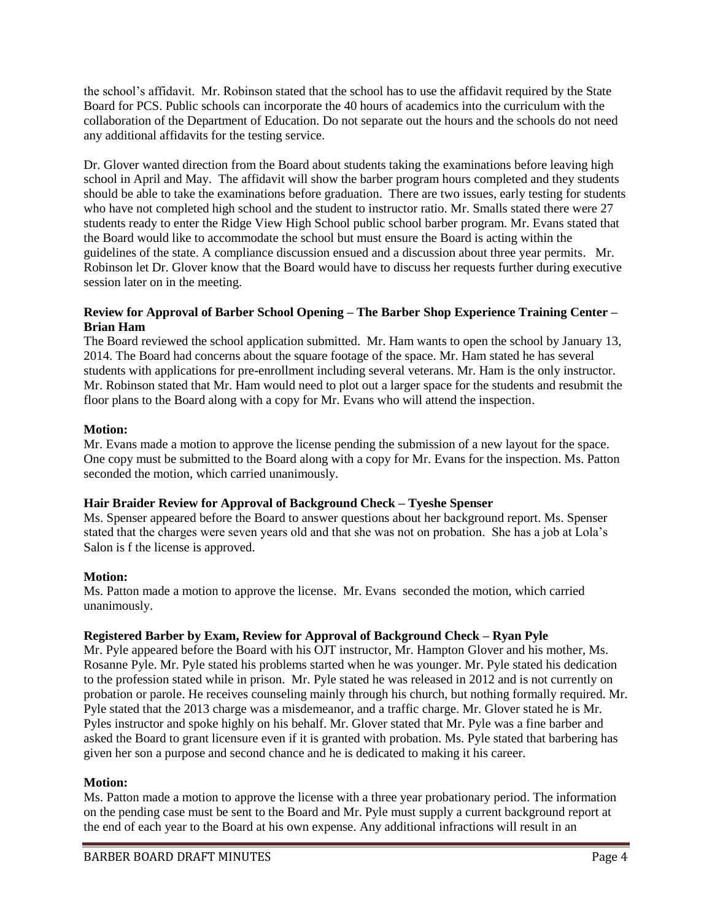the school's affidavit. Mr. Robinson stated that the school has to use the affidavit required by the State Board for PCS. Public schools can incorporate the 40 hours of academics into the curriculum with the collaboration of the Department of Education. Do not separate out the hours and the schools do not need any additional affidavits for the testing service.

Dr. Glover wanted direction from the Board about students taking the examinations before leaving high school in April and May. The affidavit will show the barber program hours completed and they students should be able to take the examinations before graduation. There are two issues, early testing for students who have not completed high school and the student to instructor ratio. Mr. Smalls stated there were 27 students ready to enter the Ridge View High School public school barber program. Mr. Evans stated that the Board would like to accommodate the school but must ensure the Board is acting within the guidelines of the state. A compliance discussion ensued and a discussion about three year permits. Mr. Robinson let Dr. Glover know that the Board would have to discuss her requests further during executive session later on in the meeting.

**Review for Approval of Barber School Opening – The Barber Shop Experience Training Center – Brian Ham**

The Board reviewed the school application submitted. Mr. Ham wants to open the school by January 13, 2014. The Board had concerns about the square footage of the space. Mr. Ham stated he has several students with applications for pre-enrollment including several veterans. Mr. Ham is the only instructor. Mr. Robinson stated that Mr. Ham would need to plot out a larger space for the students and resubmit the floor plans to the Board along with a copy for Mr. Evans who will attend the inspection.

**Motion:**

Mr. Evans made a motion to approve the license pending the submission of a new layout for the space. One copy must be submitted to the Board along with a copy for Mr. Evans for the inspection. Ms. Patton seconded the motion, which carried unanimously.

**Hair Braider Review for Approval of Background Check – Tyeshe Spenser**

Ms. Spenser appeared before the Board to answer questions about her background report. Ms. Spenser stated that the charges were seven years old and that she was not on probation. She has a job at Lola's Salon is f the license is approved.

**Motion:**

Ms. Patton made a motion to approve the license. Mr. Evans seconded the motion, which carried unanimously.

**Registered Barber by Exam, Review for Approval of Background Check – Ryan Pyle**

Mr. Pyle appeared before the Board with his OJT instructor, Mr. Hampton Glover and his mother, Ms. Rosanne Pyle. Mr. Pyle stated his problems started when he was younger. Mr. Pyle stated his dedication to the profession stated while in prison. Mr. Pyle stated he was released in 2012 and is not currently on probation or parole. He receives counseling mainly through his church, but nothing formally required. Mr. Pyle stated that the 2013 charge was a misdemeanor, and a traffic charge. Mr. Glover stated he is Mr. Pyles instructor and spoke highly on his behalf. Mr. Glover stated that Mr. Pyle was a fine barber and asked the Board to grant licensure even if it is granted with probation. Ms. Pyle stated that barbering has given her son a purpose and second chance and he is dedicated to making it his career.

**Motion:**

Ms. Patton made a motion to approve the license with a three year probationary period. The information on the pending case must be sent to the Board and Mr. Pyle must supply a current background report at the end of each year to the Board at his own expense. Any additional infractions will result in an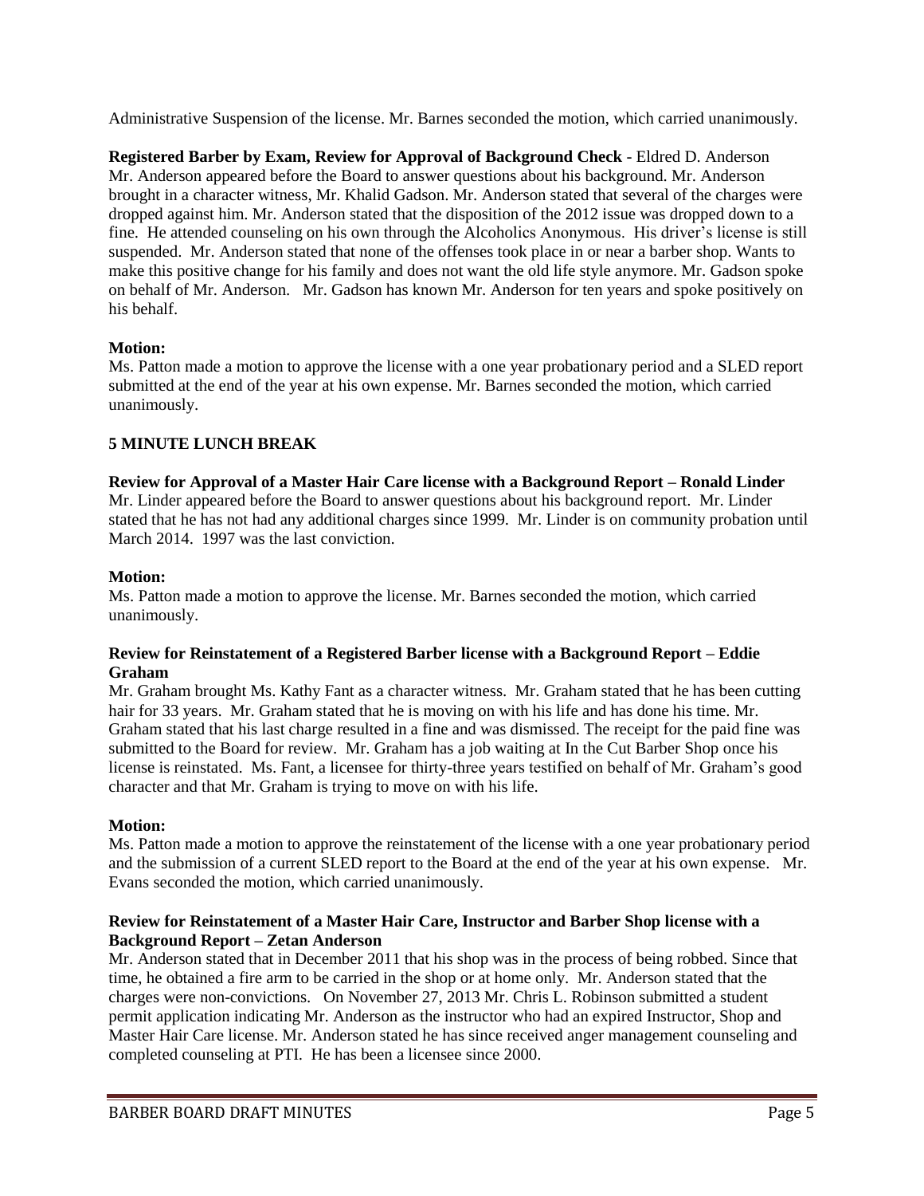Administrative Suspension of the license. Mr. Barnes seconded the motion, which carried unanimously.

**Registered Barber by Exam, Review for Approval of Background Check** - Eldred D. Anderson
Mr. Anderson appeared before the Board to answer questions about his background. Mr. Anderson brought in a character witness, Mr. Khalid Gadson. Mr. Anderson stated that several of the charges were dropped against him. Mr. Anderson stated that the disposition of the 2012 issue was dropped down to a fine. He attended counseling on his own through the Alcoholics Anonymous. His driver's license is still suspended. Mr. Anderson stated that none of the offenses took place in or near a barber shop. Wants to make this positive change for his family and does not want the old life style anymore. Mr. Gadson spoke on behalf of Mr. Anderson. Mr. Gadson has known Mr. Anderson for ten years and spoke positively on his behalf.

**Motion:**
Ms. Patton made a motion to approve the license with a one year probationary period and a SLED report submitted at the end of the year at his own expense. Mr. Barnes seconded the motion, which carried unanimously.

**5 MINUTE LUNCH BREAK**

**Review for Approval of a Master Hair Care license with a Background Report – Ronald Linder**
Mr. Linder appeared before the Board to answer questions about his background report. Mr. Linder stated that he has not had any additional charges since 1999. Mr. Linder is on community probation until March 2014. 1997 was the last conviction.

**Motion:**
Ms. Patton made a motion to approve the license. Mr. Barnes seconded the motion, which carried unanimously.

**Review for Reinstatement of a Registered Barber license with a Background Report – Eddie Graham**
Mr. Graham brought Ms. Kathy Fant as a character witness. Mr. Graham stated that he has been cutting hair for 33 years. Mr. Graham stated that he is moving on with his life and has done his time. Mr. Graham stated that his last charge resulted in a fine and was dismissed. The receipt for the paid fine was submitted to the Board for review. Mr. Graham has a job waiting at In the Cut Barber Shop once his license is reinstated. Ms. Fant, a licensee for thirty-three years testified on behalf of Mr. Graham's good character and that Mr. Graham is trying to move on with his life.

**Motion:**
Ms. Patton made a motion to approve the reinstatement of the license with a one year probationary period and the submission of a current SLED report to the Board at the end of the year at his own expense. Mr. Evans seconded the motion, which carried unanimously.

**Review for Reinstatement of a Master Hair Care, Instructor and Barber Shop license with a Background Report – Zetan Anderson**
Mr. Anderson stated that in December 2011 that his shop was in the process of being robbed. Since that time, he obtained a fire arm to be carried in the shop or at home only. Mr. Anderson stated that the charges were non-convictions. On November 27, 2013 Mr. Chris L. Robinson submitted a student permit application indicating Mr. Anderson as the instructor who had an expired Instructor, Shop and Master Hair Care license. Mr. Anderson stated he has since received anger management counseling and completed counseling at PTI. He has been a licensee since 2000.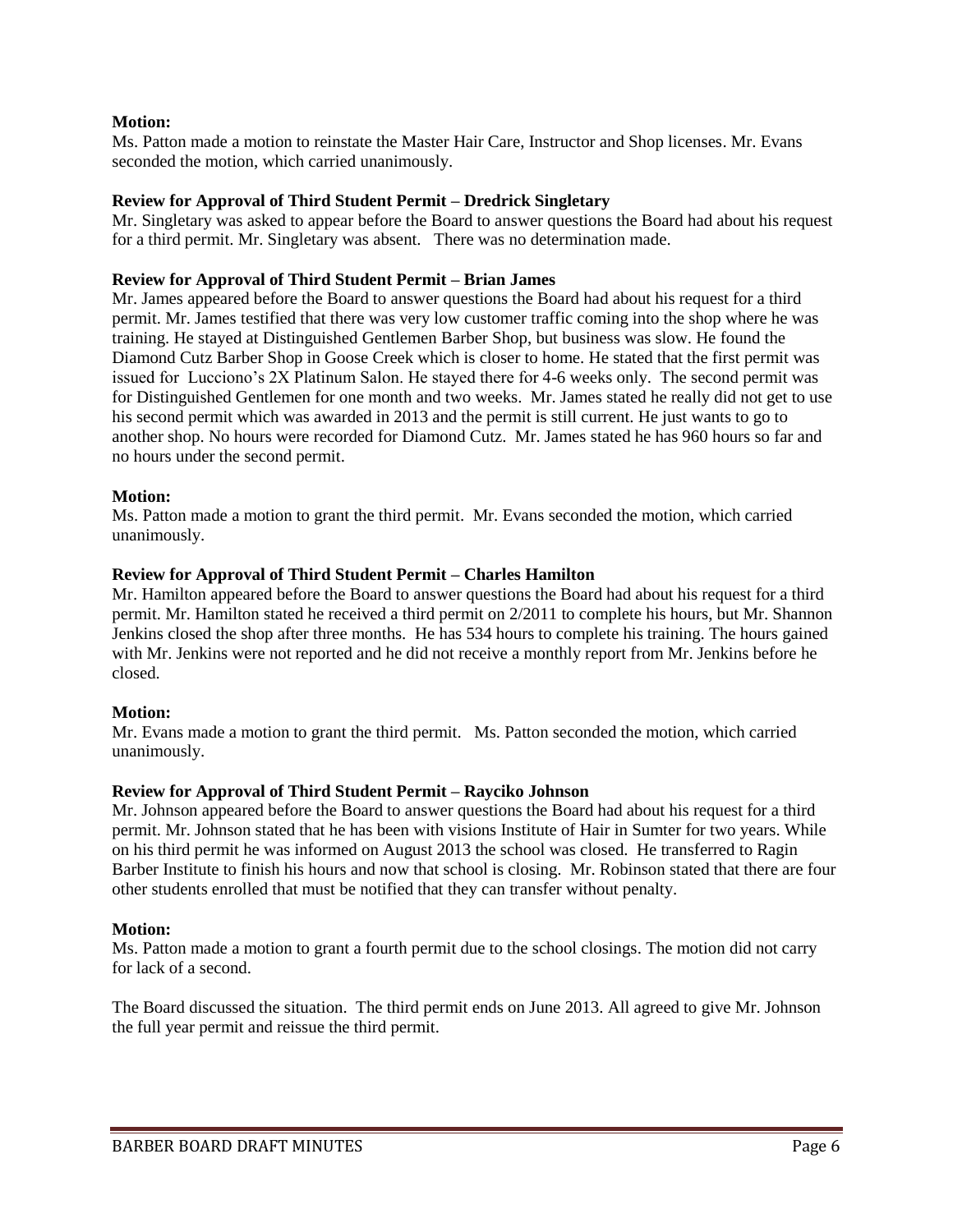**Motion:**
Ms. Patton made a motion to reinstate the Master Hair Care, Instructor and Shop licenses. Mr. Evans seconded the motion, which carried unanimously.

**Review for Approval of Third Student Permit – Dredrick Singletary**
Mr. Singletary was asked to appear before the Board to answer questions the Board had about his request for a third permit. Mr. Singletary was absent. There was no determination made.

**Review for Approval of Third Student Permit – Brian James**
Mr. James appeared before the Board to answer questions the Board had about his request for a third permit. Mr. James testified that there was very low customer traffic coming into the shop where he was training. He stayed at Distinguished Gentlemen Barber Shop, but business was slow. He found the Diamond Cutz Barber Shop in Goose Creek which is closer to home. He stated that the first permit was issued for Lucciono's 2X Platinum Salon. He stayed there for 4-6 weeks only. The second permit was for Distinguished Gentlemen for one month and two weeks. Mr. James stated he really did not get to use his second permit which was awarded in 2013 and the permit is still current. He just wants to go to another shop. No hours were recorded for Diamond Cutz. Mr. James stated he has 960 hours so far and no hours under the second permit.

**Motion:**
Ms. Patton made a motion to grant the third permit. Mr. Evans seconded the motion, which carried unanimously.

**Review for Approval of Third Student Permit – Charles Hamilton**
Mr. Hamilton appeared before the Board to answer questions the Board had about his request for a third permit. Mr. Hamilton stated he received a third permit on 2/2011 to complete his hours, but Mr. Shannon Jenkins closed the shop after three months. He has 534 hours to complete his training. The hours gained with Mr. Jenkins were not reported and he did not receive a monthly report from Mr. Jenkins before he closed.

**Motion:**
Mr. Evans made a motion to grant the third permit. Ms. Patton seconded the motion, which carried unanimously.

**Review for Approval of Third Student Permit – Rayciko Johnson**
Mr. Johnson appeared before the Board to answer questions the Board had about his request for a third permit. Mr. Johnson stated that he has been with visions Institute of Hair in Sumter for two years. While on his third permit he was informed on August 2013 the school was closed. He transferred to Ragin Barber Institute to finish his hours and now that school is closing. Mr. Robinson stated that there are four other students enrolled that must be notified that they can transfer without penalty.

**Motion:**
Ms. Patton made a motion to grant a fourth permit due to the school closings. The motion did not carry for lack of a second.

The Board discussed the situation. The third permit ends on June 2013. All agreed to give Mr. Johnson the full year permit and reissue the third permit.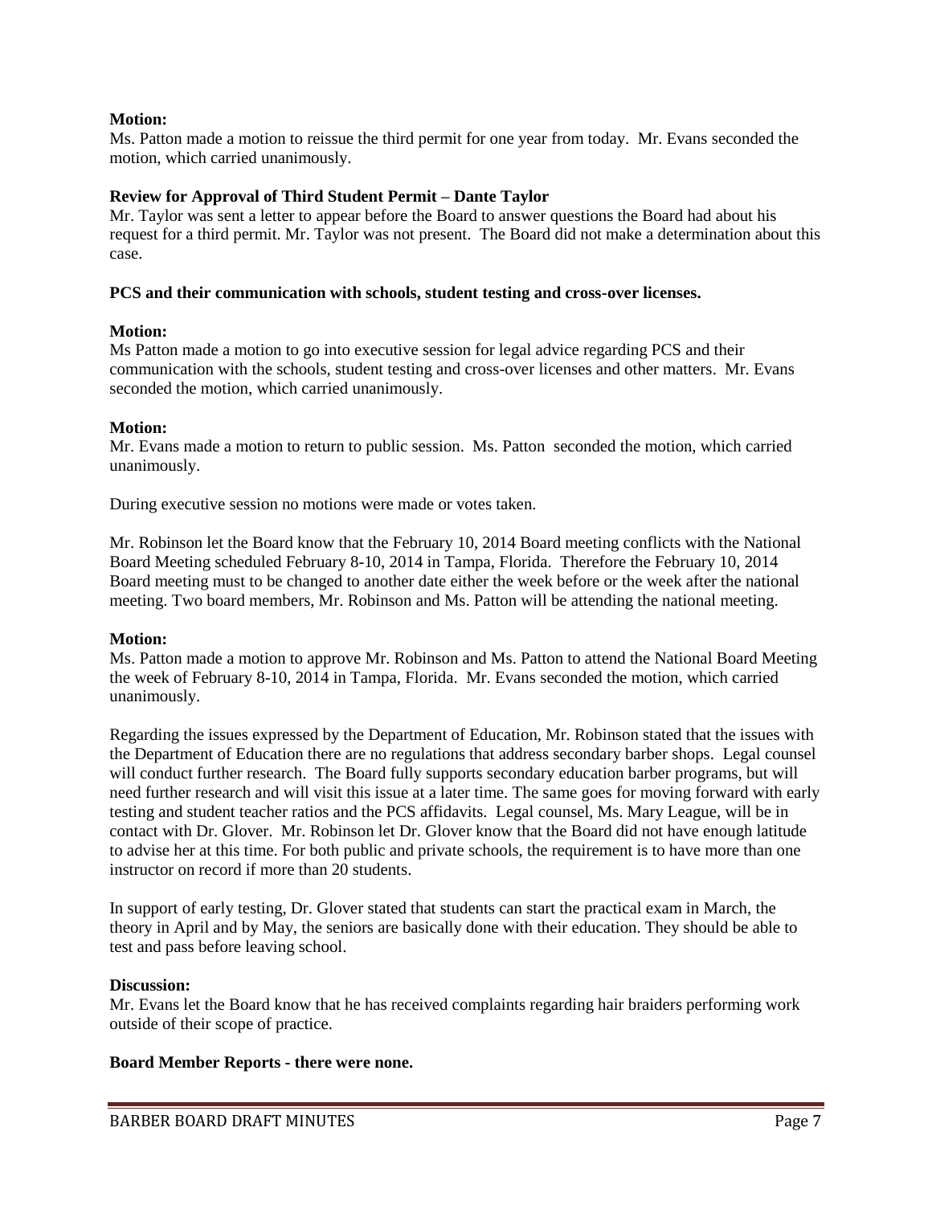**Motion:**
Ms. Patton made a motion to reissue the third permit for one year from today. Mr. Evans seconded the motion, which carried unanimously.

**Review for Approval of Third Student Permit – Dante Taylor**
Mr. Taylor was sent a letter to appear before the Board to answer questions the Board had about his request for a third permit. Mr. Taylor was not present. The Board did not make a determination about this case.

**PCS and their communication with schools, student testing and cross-over licenses.**

**Motion:**
Ms Patton made a motion to go into executive session for legal advice regarding PCS and their communication with the schools, student testing and cross-over licenses and other matters. Mr. Evans seconded the motion, which carried unanimously.

**Motion:**
Mr. Evans made a motion to return to public session. Ms. Patton seconded the motion, which carried unanimously.

During executive session no motions were made or votes taken.

Mr. Robinson let the Board know that the February 10, 2014 Board meeting conflicts with the National Board Meeting scheduled February 8-10, 2014 in Tampa, Florida. Therefore the February 10, 2014 Board meeting must to be changed to another date either the week before or the week after the national meeting. Two board members, Mr. Robinson and Ms. Patton will be attending the national meeting.

**Motion:**
Ms. Patton made a motion to approve Mr. Robinson and Ms. Patton to attend the National Board Meeting the week of February 8-10, 2014 in Tampa, Florida. Mr. Evans seconded the motion, which carried unanimously.

Regarding the issues expressed by the Department of Education, Mr. Robinson stated that the issues with the Department of Education there are no regulations that address secondary barber shops. Legal counsel will conduct further research. The Board fully supports secondary education barber programs, but will need further research and will visit this issue at a later time. The same goes for moving forward with early testing and student teacher ratios and the PCS affidavits. Legal counsel, Ms. Mary League, will be in contact with Dr. Glover. Mr. Robinson let Dr. Glover know that the Board did not have enough latitude to advise her at this time. For both public and private schools, the requirement is to have more than one instructor on record if more than 20 students.

In support of early testing, Dr. Glover stated that students can start the practical exam in March, the theory in April and by May, the seniors are basically done with their education. They should be able to test and pass before leaving school.

**Discussion:**
Mr. Evans let the Board know that he has received complaints regarding hair braiders performing work outside of their scope of practice.

**Board Member Reports - there were none.**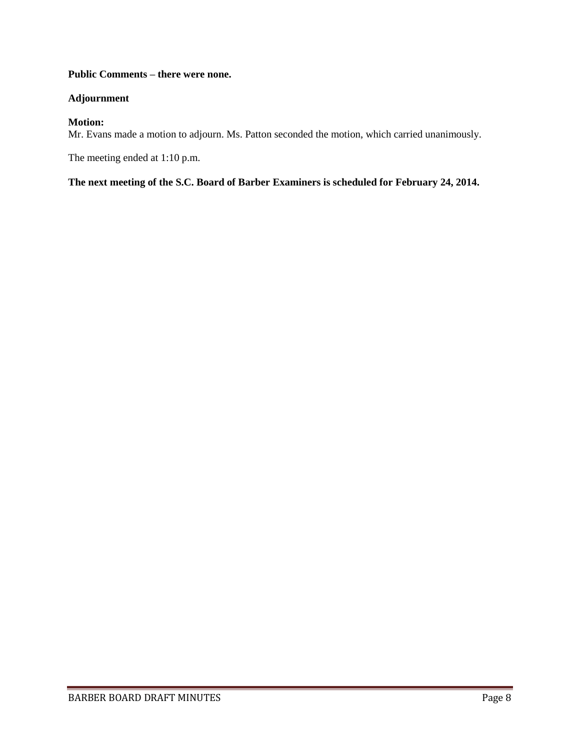**Public Comments – there were none.**

**Adjournment**

**Motion:**
Mr. Evans made a motion to adjourn. Ms. Patton seconded the motion, which carried unanimously.

The meeting ended at 1:10 p.m.

**The next meeting of the S.C. Board of Barber Examiners is scheduled for February 24, 2014.**